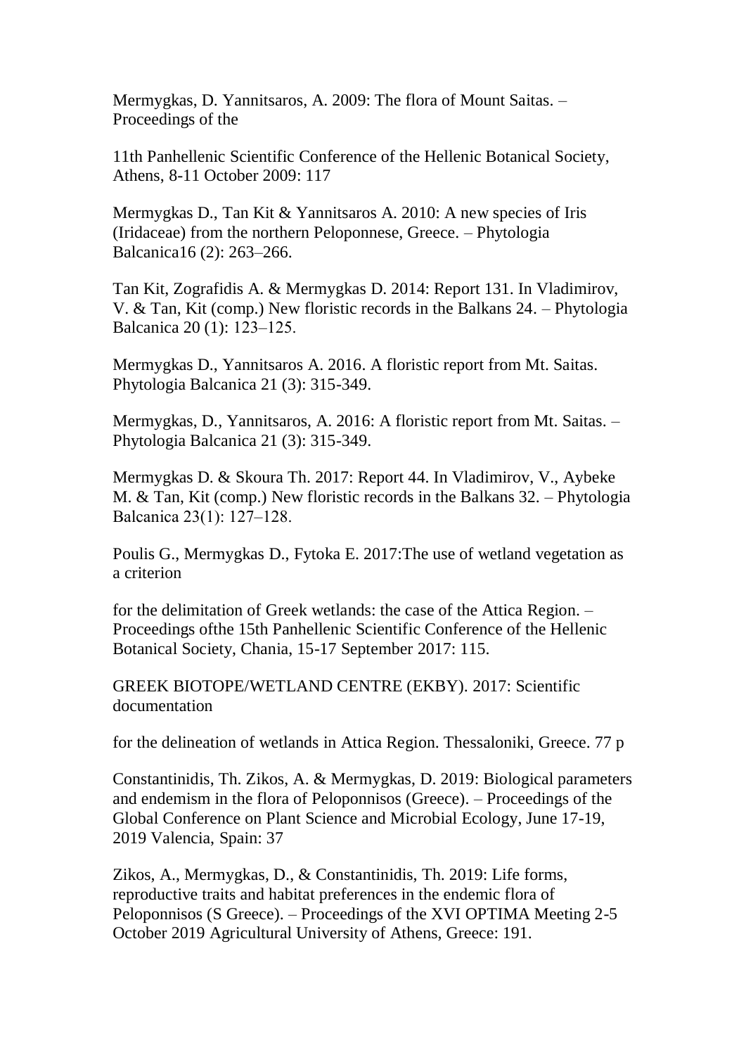Mermygkas, D. Yannitsaros, A. 2009: The flora of Mount Saitas. – Proceedings of the

11th Panhellenic Scientific Conference of the Hellenic Botanical Society, Athens, 8-11 October 2009: 117

Mermygkas D., Tan Kit & Yannitsaros A. 2010: A new species of Iris (Iridaceae) from the northern Peloponnese, Greece. – Phytologia Balcanica16 (2): 263–266.

Tan Kit, Zografidis A. & Mermygkas D. 2014: Report 131. In Vladimirov, V. & Tan, Kit (comp.) New floristic records in the Balkans 24. – Phytologia Balcanica 20 (1): 123–125.

Mermygkas D., Yannitsaros A. 2016. A floristic report from Mt. Saitas. Phytologia Balcanica 21 (3): 315-349.

Mermygkas, D., Yannitsaros, A. 2016: A floristic report from Mt. Saitas. – Phytologia Balcanica 21 (3): 315-349.

Mermygkas D. & Skoura Th. 2017: Report 44. In Vladimirov, V., Aybeke M. & Tan, Kit (comp.) New floristic records in the Balkans 32. – Phytologia Balcanica 23(1): 127–128.

Poulis G., Mermygkas D., Fytoka E. 2017:The use of wetland vegetation as a criterion

for the delimitation of Greek wetlands: the case of the Attica Region. – Proceedings ofthe 15th Panhellenic Scientific Conference of the Hellenic Botanical Society, Chania, 15-17 September 2017: 115.

GREEK BIOTOPE/WETLAND CENTRE (EKBY). 2017: Scientific documentation

for the delineation of wetlands in Attica Region. Thessaloniki, Greece. 77 p

Constantinidis, Th. Zikos, A. & Mermygkas, D. 2019: Biological parameters and endemism in the flora of Peloponnisos (Greece). – Proceedings of the Global Conference on Plant Science and Microbial Ecology, June 17-19, 2019 Valencia, Spain: 37

Zikos, A., Mermygkas, D., & Constantinidis, Th. 2019: Life forms, reproductive traits and habitat preferences in the endemic flora of Peloponnisos (S Greece). – Proceedings of the XVI OPTIMA Meeting 2-5 October 2019 Agricultural University of Athens, Greece: 191.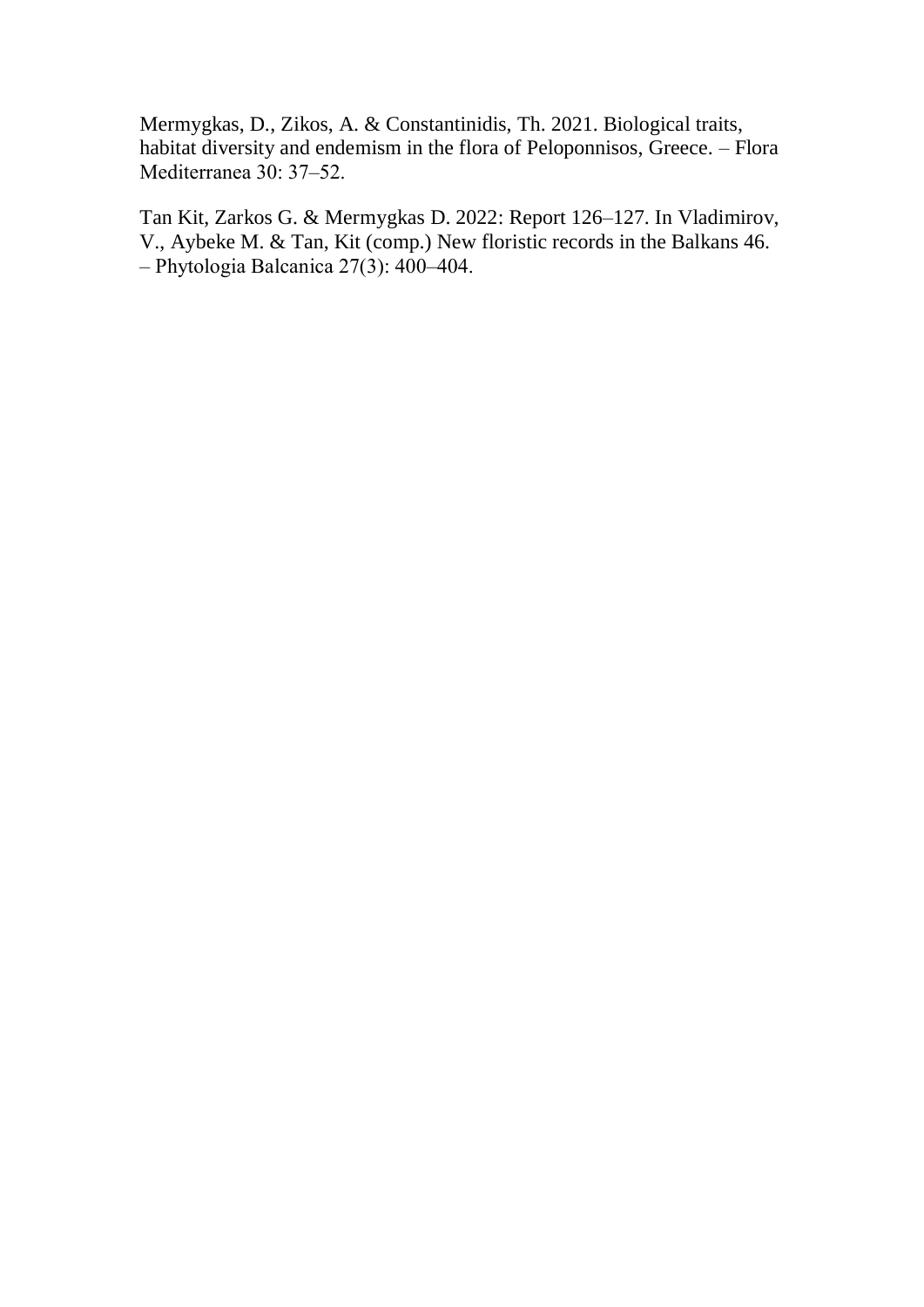Mermygkas, D., Zikos, A. & Constantinidis, Th. 2021. Biological traits, habitat diversity and endemism in the flora of Peloponnisos, Greece. – Flora Mediterranea 30: 37–52.

Tan Kit, Zarkos G. & Mermygkas D. 2022: Report 126–127. In Vladimirov, V., Aybeke M. & Tan, Kit (comp.) New floristic records in the Balkans 46. – Phytologia Balcanica 27(3): 400–404.